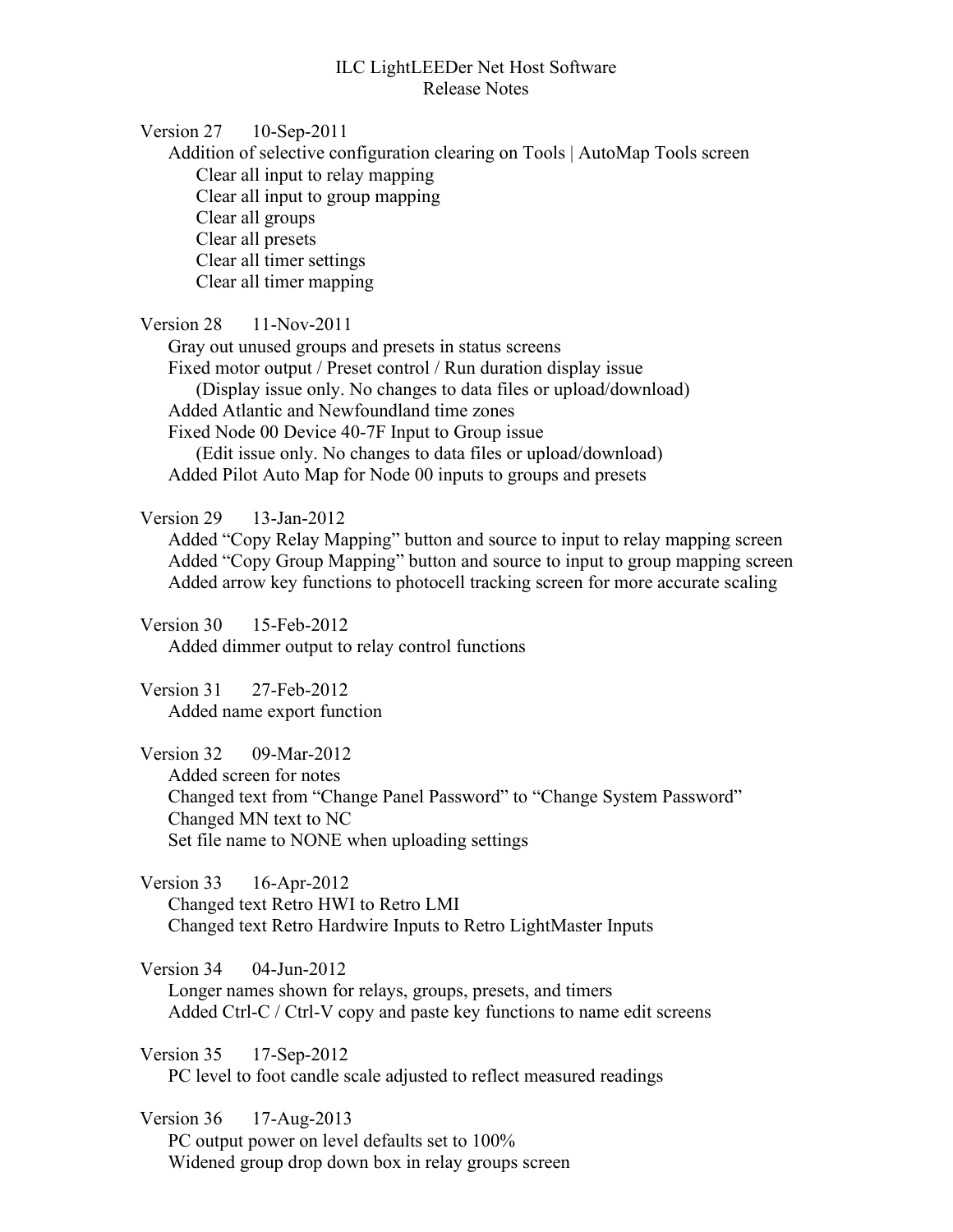# ILC LightLEEDer Net Host Software
## Release Notes

**Version 27      10-Sep-2011**

- Addition of selective configuration clearing on Tools | AutoMap Tools screen
  - Clear all input to relay mapping
  - Clear all input to group mapping
  - Clear all groups
  - Clear all presets
  - Clear all timer settings
  - Clear all timer mapping

**Version 28      11-Nov-2011**

- Gray out unused groups and presets in status screens
- Fixed motor output / Preset control / Run duration display issue
  - (Display issue only. No changes to data files or upload/download)
- Added Atlantic and Newfoundland time zones
- Fixed Node 00 Device 40-7F Input to Group issue
  - (Edit issue only. No changes to data files or upload/download)
- Added Pilot Auto Map for Node 00 inputs to groups and presets

**Version 29      13-Jan-2012**

- Added "Copy Relay Mapping" button and source to input to relay mapping screen
- Added "Copy Group Mapping" button and source to input to group mapping screen
- Added arrow key functions to photocell tracking screen for more accurate scaling

**Version 30      15-Feb-2012**

- Added dimmer output to relay control functions

**Version 31      27-Feb-2012**

- Added name export function

**Version 32      09-Mar-2012**

- Added screen for notes
- Changed text from "Change Panel Password" to "Change System Password"
- Changed MN text to NC
- Set file name to NONE when uploading settings

**Version 33      16-Apr-2012**

- Changed text Retro HWI to Retro LMI
- Changed text Retro Hardwire Inputs to Retro LightMaster Inputs

**Version 34      04-Jun-2012**

- Longer names shown for relays, groups, presets, and timers
- Added Ctrl-C / Ctrl-V copy and paste key functions to name edit screens

**Version 35      17-Sep-2012**

- PC level to foot candle scale adjusted to reflect measured readings

**Version 36      17-Aug-2013**

- PC output power on level defaults set to 100%
- Widened group drop down box in relay groups screen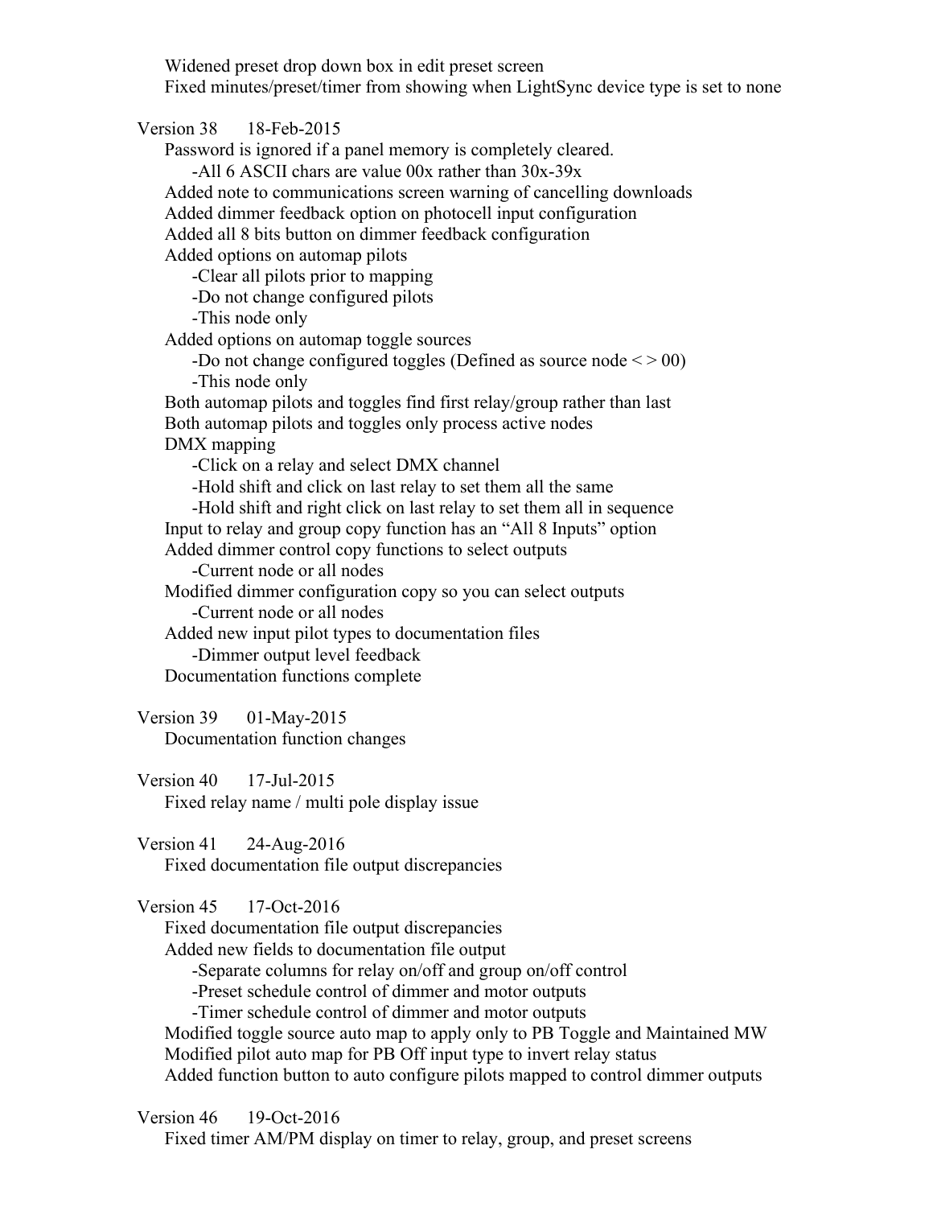- Widened preset drop down box in edit preset screen
- Fixed minutes/preset/timer from showing when LightSync device type is set to none

Version 38 18-Feb-2015

- Password is ignored if a panel memory is completely cleared.
  - -All 6 ASCII chars are value 00x rather than 30x-39x
- Added note to communications screen warning of cancelling downloads
- Added dimmer feedback option on photocell input configuration
- Added all 8 bits button on dimmer feedback configuration
- Added options on automap pilots
  - -Clear all pilots prior to mapping
  - -Do not change configured pilots
  - -This node only
- Added options on automap toggle sources
  - -Do not change configured toggles (Defined as source node < > 00)
  - -This node only
- Both automap pilots and toggles find first relay/group rather than last
- Both automap pilots and toggles only process active nodes
- DMX mapping
  - -Click on a relay and select DMX channel
  - -Hold shift and click on last relay to set them all the same
  - -Hold shift and right click on last relay to set them all in sequence
- Input to relay and group copy function has an “All 8 Inputs” option
- Added dimmer control copy functions to select outputs
  - -Current node or all nodes
- Modified dimmer configuration copy so you can select outputs
  - -Current node or all nodes
- Added new input pilot types to documentation files
  - -Dimmer output level feedback
- Documentation functions complete

Version 39 01-May-2015

- Documentation function changes

Version 40 17-Jul-2015

- Fixed relay name / multi pole display issue

Version 41 24-Aug-2016

- Fixed documentation file output discrepancies

Version 45 17-Oct-2016

- Fixed documentation file output discrepancies
- Added new fields to documentation file output
  - -Separate columns for relay on/off and group on/off control
  - -Preset schedule control of dimmer and motor outputs
  - -Timer schedule control of dimmer and motor outputs
- Modified toggle source auto map to apply only to PB Toggle and Maintained MW
- Modified pilot auto map for PB Off input type to invert relay status
- Added function button to auto configure pilots mapped to control dimmer outputs

Version 46 19-Oct-2016

- Fixed timer AM/PM display on timer to relay, group, and preset screens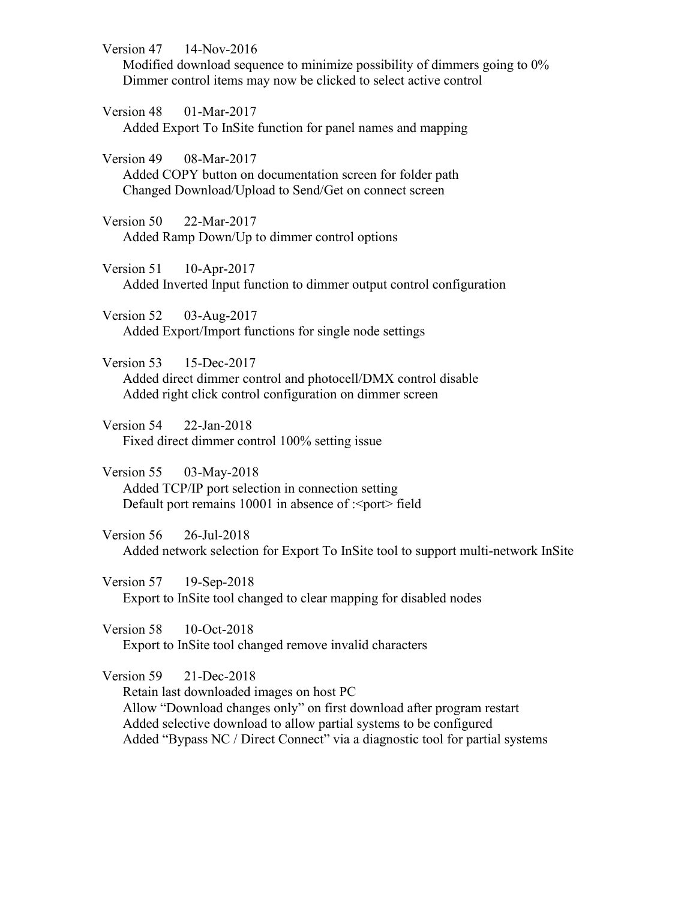Version 47 14-Nov-2016

Modified download sequence to minimize possibility of dimmers going to 0%
Dimmer control items may now be clicked to select active control

Version 48 01-Mar-2017

Added Export To InSite function for panel names and mapping

Version 49 08-Mar-2017

Added COPY button on documentation screen for folder path
Changed Download/Upload to Send/Get on connect screen

Version 50 22-Mar-2017

Added Ramp Down/Up to dimmer control options

Version 51 10-Apr-2017

Added Inverted Input function to dimmer output control configuration

Version 52 03-Aug-2017

Added Export/Import functions for single node settings

Version 53 15-Dec-2017

Added direct dimmer control and photocell/DMX control disable
Added right click control configuration on dimmer screen

Version 54 22-Jan-2018

Fixed direct dimmer control 100% setting issue

Version 55 03-May-2018

Added TCP/IP port selection in connection setting
Default port remains 10001 in absence of :<port> field

Version 56 26-Jul-2018

Added network selection for Export To InSite tool to support multi-network InSite

Version 57 19-Sep-2018

Export to InSite tool changed to clear mapping for disabled nodes

Version 58 10-Oct-2018

Export to InSite tool changed remove invalid characters

Version 59 21-Dec-2018

Retain last downloaded images on host PC
Allow “Download changes only” on first download after program restart
Added selective download to allow partial systems to be configured
Added “Bypass NC / Direct Connect” via a diagnostic tool for partial systems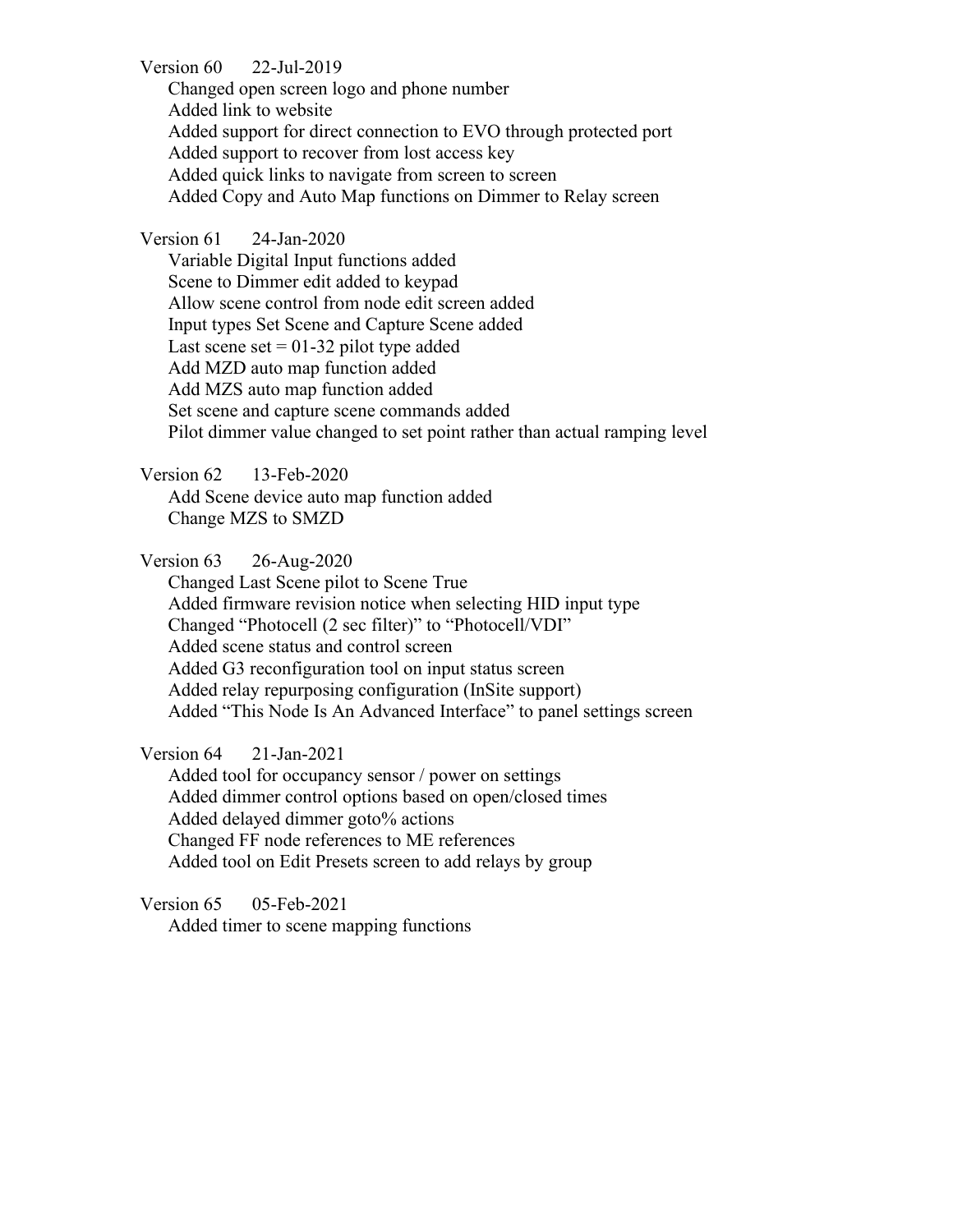Version 60 22-Jul-2019

- Changed open screen logo and phone number
- Added link to website
- Added support for direct connection to EVO through protected port
- Added support to recover from lost access key
- Added quick links to navigate from screen to screen
- Added Copy and Auto Map functions on Dimmer to Relay screen

Version 61 24-Jan-2020

- Variable Digital Input functions added
- Scene to Dimmer edit added to keypad
- Allow scene control from node edit screen added
- Input types Set Scene and Capture Scene added
- Last scene set = 01-32 pilot type added
- Add MZD auto map function added
- Add MZS auto map function added
- Set scene and capture scene commands added
- Pilot dimmer value changed to set point rather than actual ramping level

Version 62 13-Feb-2020

- Add Scene device auto map function added
- Change MZS to SMZD

Version 63 26-Aug-2020

- Changed Last Scene pilot to Scene True
- Added firmware revision notice when selecting HID input type
- Changed "Photocell (2 sec filter)" to "Photocell/VDI"
- Added scene status and control screen
- Added G3 reconfiguration tool on input status screen
- Added relay repurposing configuration (InSite support)
- Added "This Node Is An Advanced Interface" to panel settings screen

Version 64 21-Jan-2021

- Added tool for occupancy sensor / power on settings
- Added dimmer control options based on open/closed times
- Added delayed dimmer goto% actions
- Changed FF node references to ME references
- Added tool on Edit Presets screen to add relays by group

Version 65 05-Feb-2021

- Added timer to scene mapping functions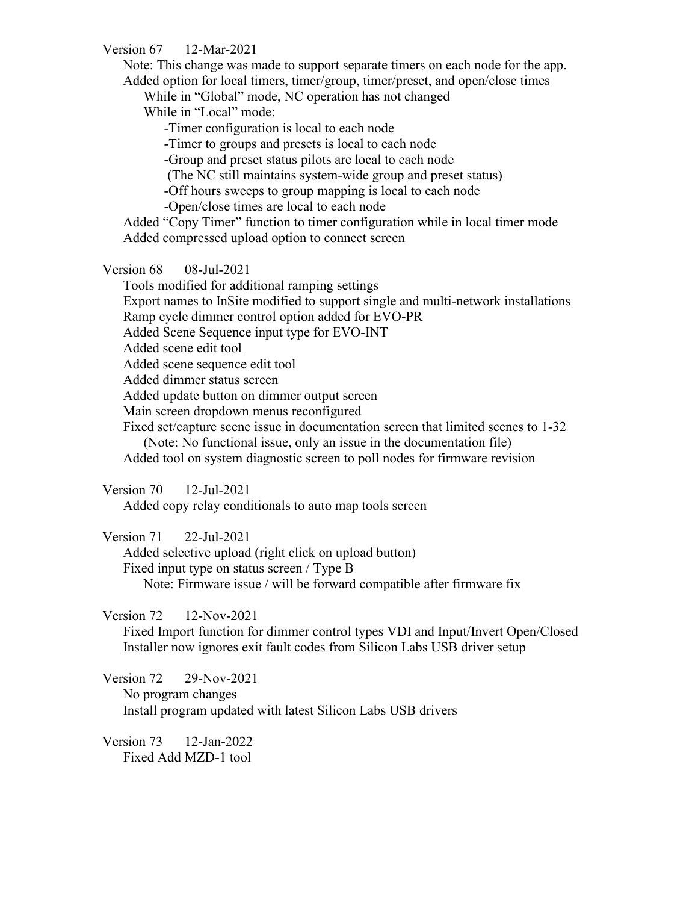Version 67 12-Mar-2021

- Note: This change was made to support separate timers on each node for the app.
- Added option for local timers, timer/group, timer/preset, and open/close times
  - While in "Global" mode, NC operation has not changed
  - While in "Local" mode:
    - -Timer configuration is local to each node
    - -Timer to groups and presets is local to each node
    - -Group and preset status pilots are local to each node
    - (The NC still maintains system-wide group and preset status)
    - -Off hours sweeps to group mapping is local to each node
    - -Open/close times are local to each node
- Added "Copy Timer" function to timer configuration while in local timer mode
- Added compressed upload option to connect screen

Version 68 08-Jul-2021

- Tools modified for additional ramping settings
- Export names to InSite modified to support single and multi-network installations
- Ramp cycle dimmer control option added for EVO-PR
- Added Scene Sequence input type for EVO-INT
- Added scene edit tool
- Added scene sequence edit tool
- Added dimmer status screen
- Added update button on dimmer output screen
- Main screen dropdown menus reconfigured
- Fixed set/capture scene issue in documentation screen that limited scenes to 1-32
  - (Note: No functional issue, only an issue in the documentation file)
- Added tool on system diagnostic screen to poll nodes for firmware revision

Version 70 12-Jul-2021

- Added copy relay conditionals to auto map tools screen

Version 71 22-Jul-2021

- Added selective upload (right click on upload button)
- Fixed input type on status screen / Type B
  - Note: Firmware issue / will be forward compatible after firmware fix

Version 72 12-Nov-2021

- Fixed Import function for dimmer control types VDI and Input/Invert Open/Closed
- Installer now ignores exit fault codes from Silicon Labs USB driver setup

Version 72 29-Nov-2021

- No program changes
- Install program updated with latest Silicon Labs USB drivers

Version 73 12-Jan-2022

- Fixed Add MZD-1 tool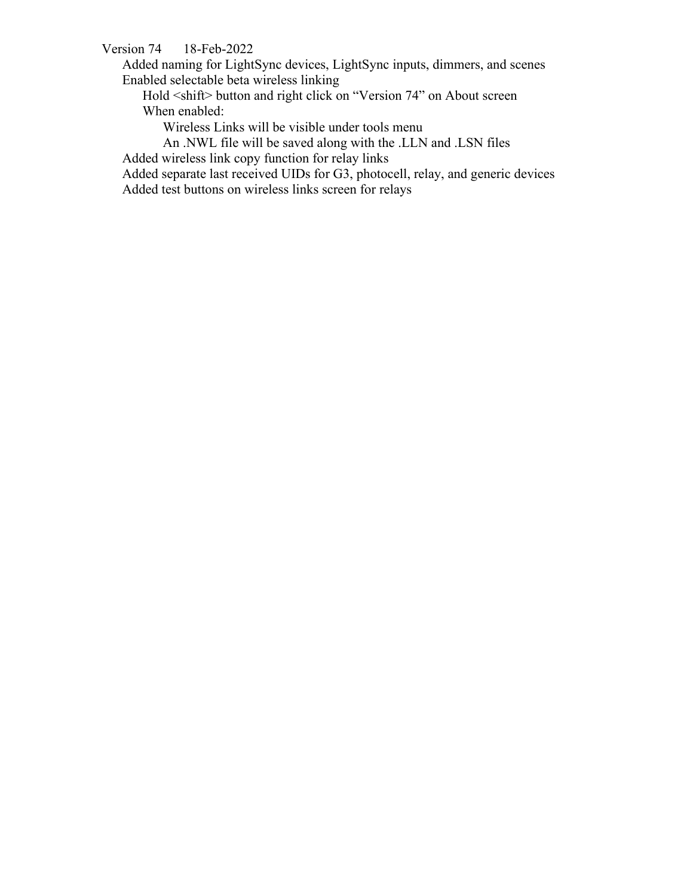Version 74 18-Feb-2022

- Added naming for LightSync devices, LightSync inputs, dimmers, and scenes
- Enabled selectable beta wireless linking
  - Hold <shift> button and right click on “Version 74” on About screen
  - When enabled:
    - Wireless Links will be visible under tools menu
    - An .NWL file will be saved along with the .LLN and .LSN files
- Added wireless link copy function for relay links
- Added separate last received UIDs for G3, photocell, relay, and generic devices
- Added test buttons on wireless links screen for relays